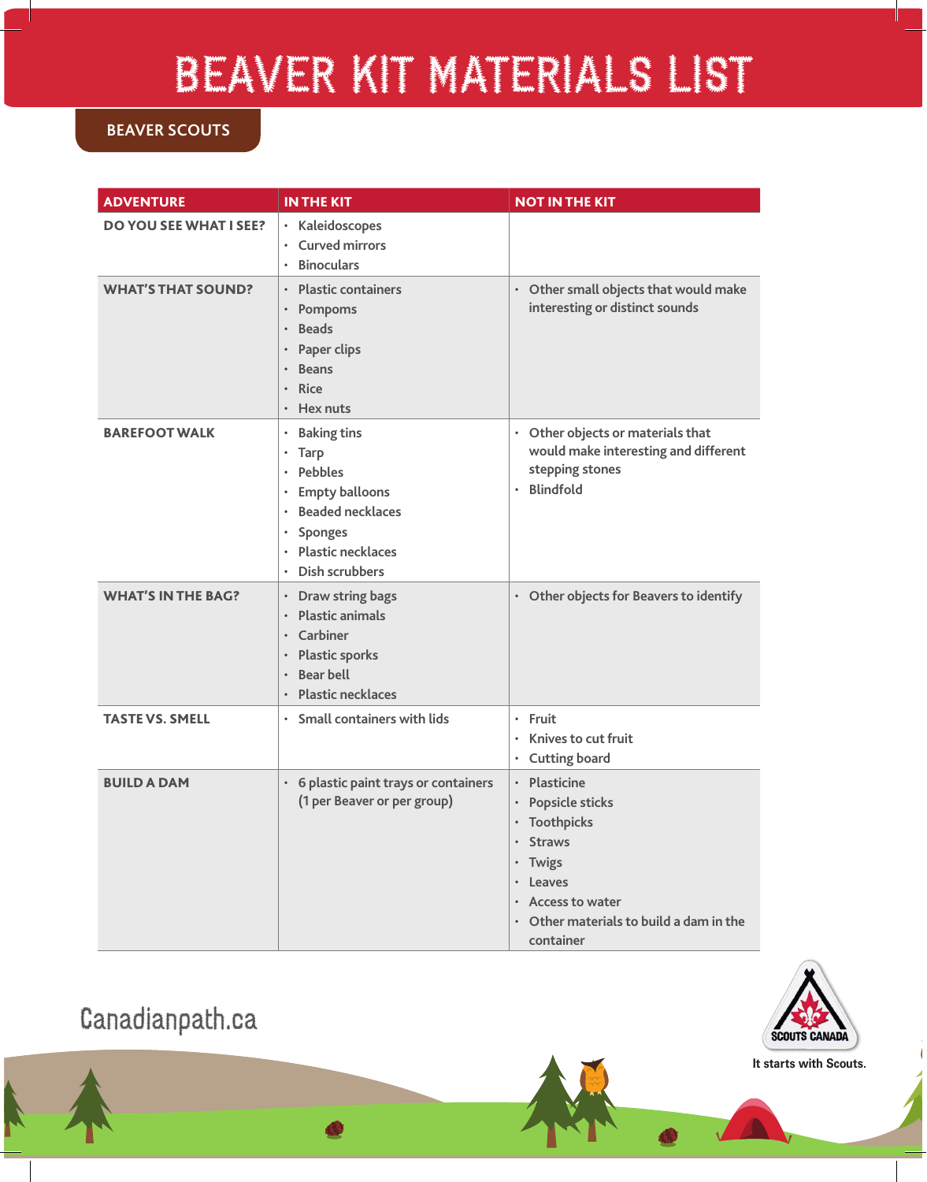# BEAVER KIT MATERIALS LIST

**BEAVER SCOUTS**

| ADVENTURE | IN THE KIT | NOT IN THE KIT |
|---|---|---|
| DO YOU SEE WHAT I SEE? | • Kaleidoscopes<br>• Curved mirrors<br>• Binoculars | |
| WHAT'S THAT SOUND? | • Plastic containers<br>• Pompoms<br>• Beads<br>• Paper clips<br>• Beans<br>• Rice<br>• Hex nuts | • Other small objects that would make interesting or distinct sounds |
| BAREFOOT WALK | • Baking tins<br>• Tarp<br>• Pebbles<br>• Empty balloons<br>• Beaded necklaces<br>• Sponges<br>• Plastic necklaces<br>• Dish scrubbers | • Other objects or materials that would make interesting and different stepping stones<br>• Blindfold |
| WHAT'S IN THE BAG? | • Draw string bags<br>• Plastic animals<br>• Carbiner<br>• Plastic sporks<br>• Bear bell<br>• Plastic necklaces | • Other objects for Beavers to identify |
| TASTE VS. SMELL | • Small containers with lids | • Fruit<br>• Knives to cut fruit<br>• Cutting board |
| BUILD A DAM | • 6 plastic paint trays or containers (1 per Beaver or per group) | • Plasticine<br>• Popsicle sticks<br>• Toothpicks<br>• Straws<br>• Twigs<br>• Leaves<br>• Access to water<br>• Other materials to build a dam in the container |

Canadianpath.ca

SCOUTS CANADA

It starts with Scouts.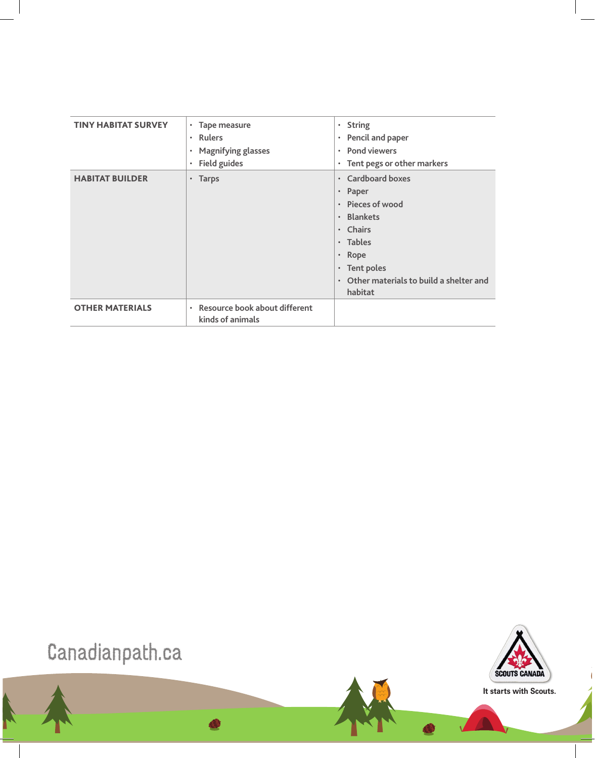| | | |
|---|---|---|
| **TINY HABITAT SURVEY** | • Tape measure<br>• Rulers<br>• Magnifying glasses<br>• Field guides | • String<br>• Pencil and paper<br>• Pond viewers<br>• Tent pegs or other markers |
| **HABITAT BUILDER** | • Tarps | • Cardboard boxes<br>• Paper<br>• Pieces of wood<br>• Blankets<br>• Chairs<br>• Tables<br>• Rope<br>• Tent poles<br>• Other materials to build a shelter and habitat |
| **OTHER MATERIALS** | • Resource book about different kinds of animals | |